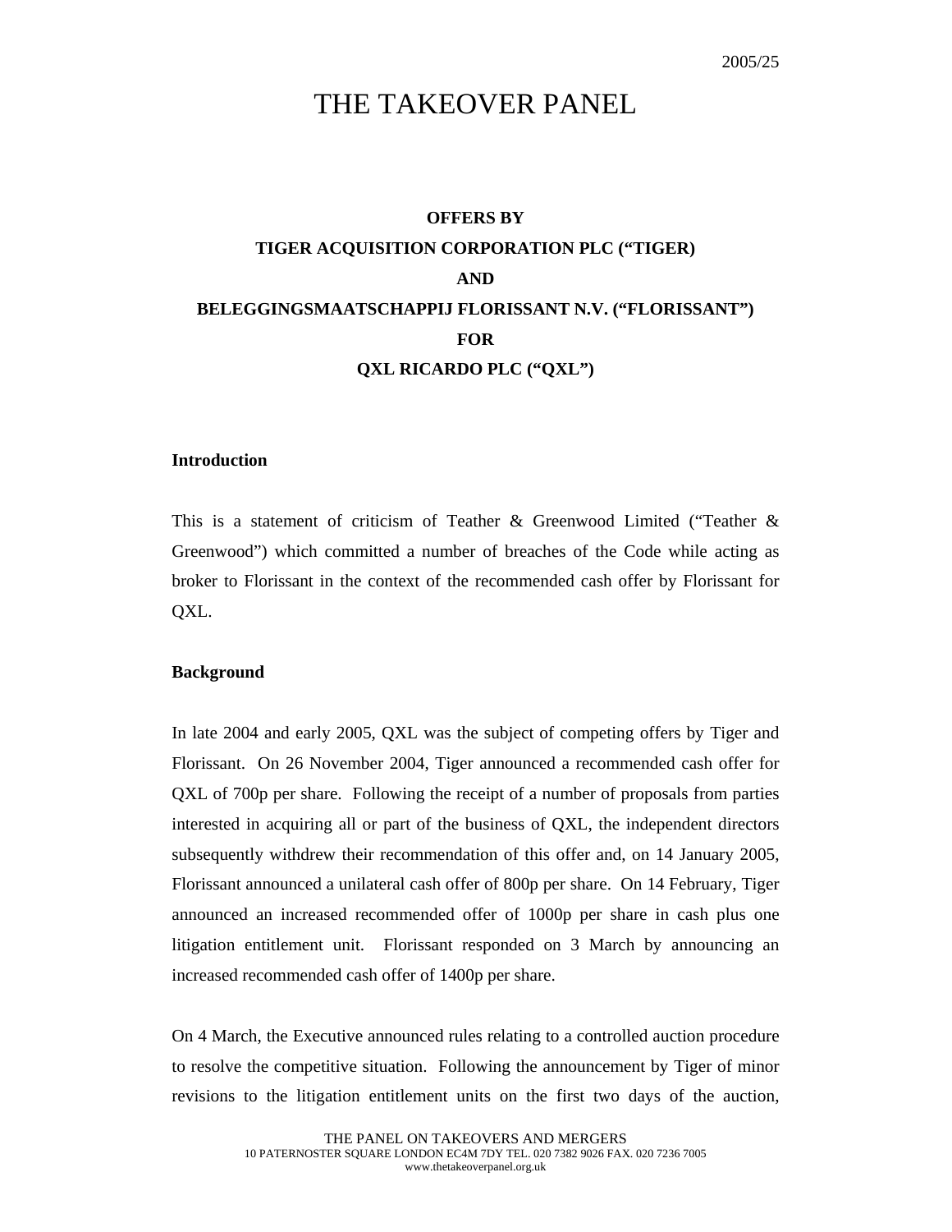2005/25

# THE TAKEOVER PANEL

**OFFERS BY**

**TIGER ACQUISITION CORPORATION PLC ("TIGER)**

**AND**

**BELEGGINGSMAATSCHAPPIJ FLORISSANT N.V. ("FLORISSANT")**

**FOR**

**QXL RICARDO PLC ("QXL")**

**Introduction**

This is a statement of criticism of Teather & Greenwood Limited ("Teather & Greenwood") which committed a number of breaches of the Code while acting as broker to Florissant in the context of the recommended cash offer by Florissant for QXL.

**Background**

In late 2004 and early 2005, QXL was the subject of competing offers by Tiger and Florissant. On 26 November 2004, Tiger announced a recommended cash offer for QXL of 700p per share. Following the receipt of a number of proposals from parties interested in acquiring all or part of the business of QXL, the independent directors subsequently withdrew their recommendation of this offer and, on 14 January 2005, Florissant announced a unilateral cash offer of 800p per share. On 14 February, Tiger announced an increased recommended offer of 1000p per share in cash plus one litigation entitlement unit. Florissant responded on 3 March by announcing an increased recommended cash offer of 1400p per share.

On 4 March, the Executive announced rules relating to a controlled auction procedure to resolve the competitive situation. Following the announcement by Tiger of minor revisions to the litigation entitlement units on the first two days of the auction,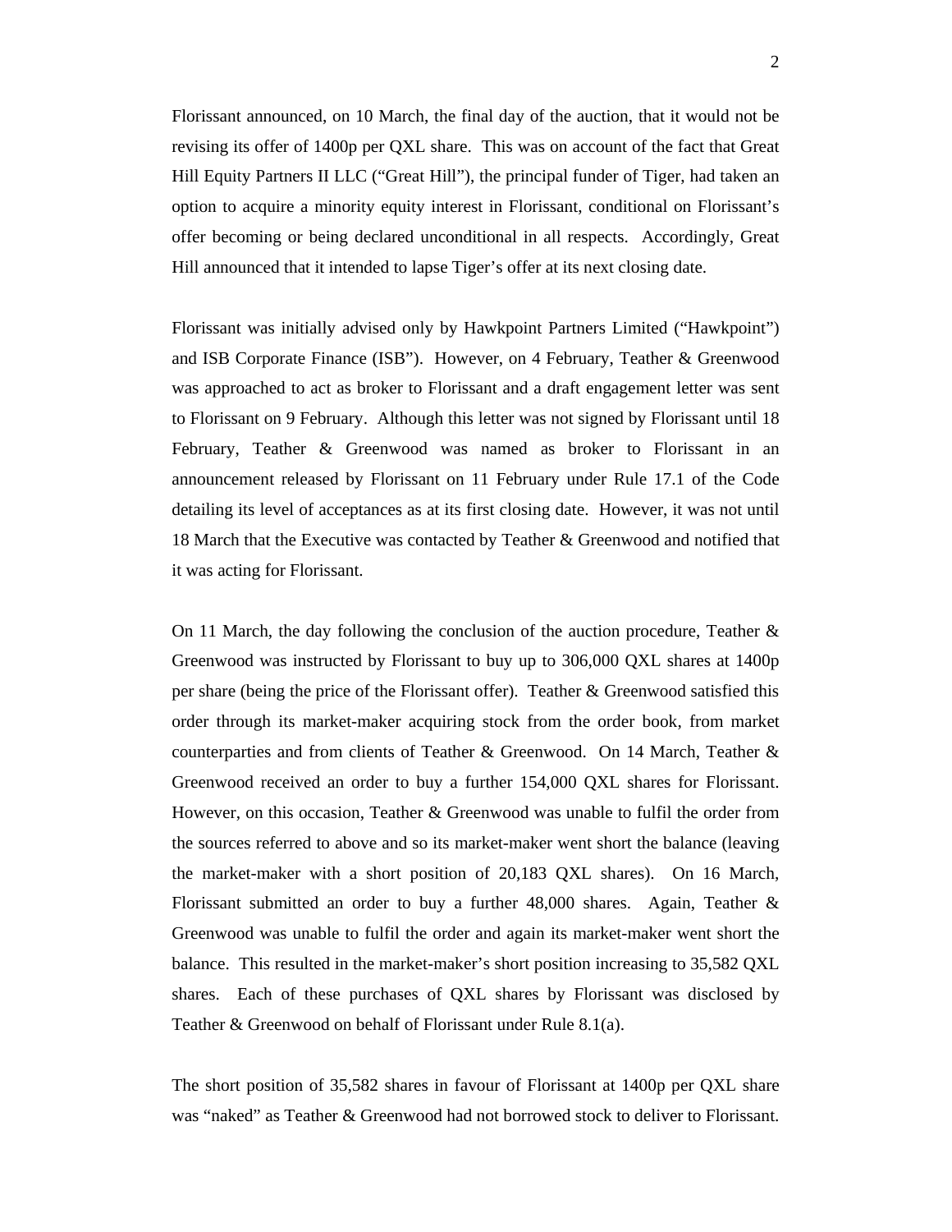Florissant announced, on 10 March, the final day of the auction, that it would not be revising its offer of 1400p per QXL share. This was on account of the fact that Great Hill Equity Partners II LLC ("Great Hill"), the principal funder of Tiger, had taken an option to acquire a minority equity interest in Florissant, conditional on Florissant's offer becoming or being declared unconditional in all respects. Accordingly, Great Hill announced that it intended to lapse Tiger's offer at its next closing date.

Florissant was initially advised only by Hawkpoint Partners Limited ("Hawkpoint") and ISB Corporate Finance (ISB"). However, on 4 February, Teather & Greenwood was approached to act as broker to Florissant and a draft engagement letter was sent to Florissant on 9 February. Although this letter was not signed by Florissant until 18 February, Teather & Greenwood was named as broker to Florissant in an announcement released by Florissant on 11 February under Rule 17.1 of the Code detailing its level of acceptances as at its first closing date. However, it was not until 18 March that the Executive was contacted by Teather & Greenwood and notified that it was acting for Florissant.

On 11 March, the day following the conclusion of the auction procedure, Teather & Greenwood was instructed by Florissant to buy up to 306,000 QXL shares at 1400p per share (being the price of the Florissant offer). Teather & Greenwood satisfied this order through its market-maker acquiring stock from the order book, from market counterparties and from clients of Teather & Greenwood. On 14 March, Teather & Greenwood received an order to buy a further 154,000 QXL shares for Florissant. However, on this occasion, Teather & Greenwood was unable to fulfil the order from the sources referred to above and so its market-maker went short the balance (leaving the market-maker with a short position of 20,183 QXL shares). On 16 March, Florissant submitted an order to buy a further 48,000 shares. Again, Teather & Greenwood was unable to fulfil the order and again its market-maker went short the balance. This resulted in the market-maker's short position increasing to 35,582 QXL shares. Each of these purchases of QXL shares by Florissant was disclosed by Teather & Greenwood on behalf of Florissant under Rule 8.1(a).

The short position of 35,582 shares in favour of Florissant at 1400p per QXL share was "naked" as Teather & Greenwood had not borrowed stock to deliver to Florissant.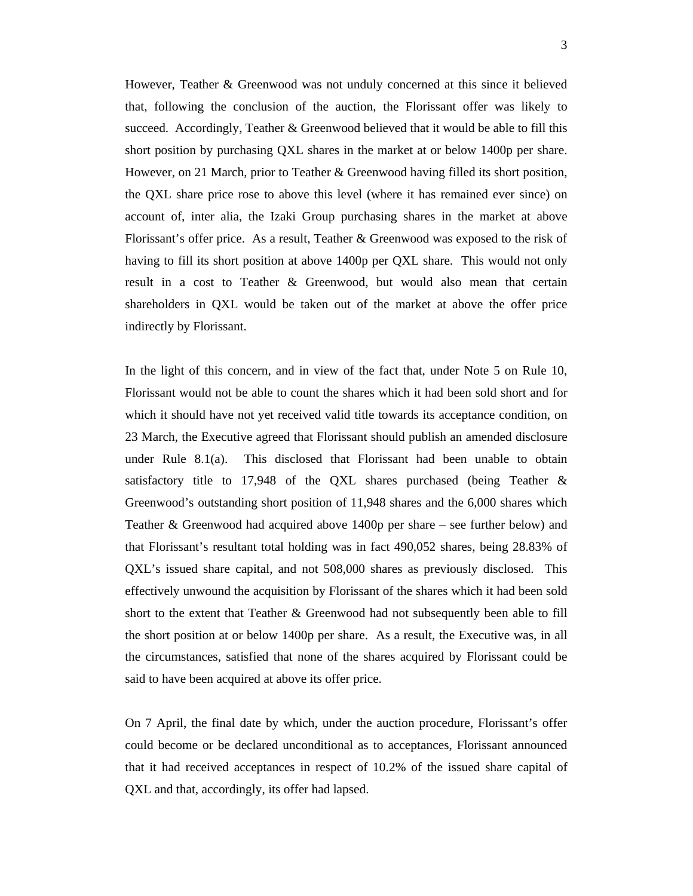However, Teather & Greenwood was not unduly concerned at this since it believed that, following the conclusion of the auction, the Florissant offer was likely to succeed. Accordingly, Teather & Greenwood believed that it would be able to fill this short position by purchasing QXL shares in the market at or below 1400p per share. However, on 21 March, prior to Teather & Greenwood having filled its short position, the QXL share price rose to above this level (where it has remained ever since) on account of, inter alia, the Izaki Group purchasing shares in the market at above Florissant's offer price. As a result, Teather & Greenwood was exposed to the risk of having to fill its short position at above 1400p per QXL share. This would not only result in a cost to Teather & Greenwood, but would also mean that certain shareholders in QXL would be taken out of the market at above the offer price indirectly by Florissant.

In the light of this concern, and in view of the fact that, under Note 5 on Rule 10, Florissant would not be able to count the shares which it had been sold short and for which it should have not yet received valid title towards its acceptance condition, on 23 March, the Executive agreed that Florissant should publish an amended disclosure under Rule 8.1(a). This disclosed that Florissant had been unable to obtain satisfactory title to 17,948 of the QXL shares purchased (being Teather & Greenwood's outstanding short position of 11,948 shares and the 6,000 shares which Teather & Greenwood had acquired above 1400p per share – see further below) and that Florissant's resultant total holding was in fact 490,052 shares, being 28.83% of QXL's issued share capital, and not 508,000 shares as previously disclosed. This effectively unwound the acquisition by Florissant of the shares which it had been sold short to the extent that Teather & Greenwood had not subsequently been able to fill the short position at or below 1400p per share. As a result, the Executive was, in all the circumstances, satisfied that none of the shares acquired by Florissant could be said to have been acquired at above its offer price.

On 7 April, the final date by which, under the auction procedure, Florissant's offer could become or be declared unconditional as to acceptances, Florissant announced that it had received acceptances in respect of 10.2% of the issued share capital of QXL and that, accordingly, its offer had lapsed.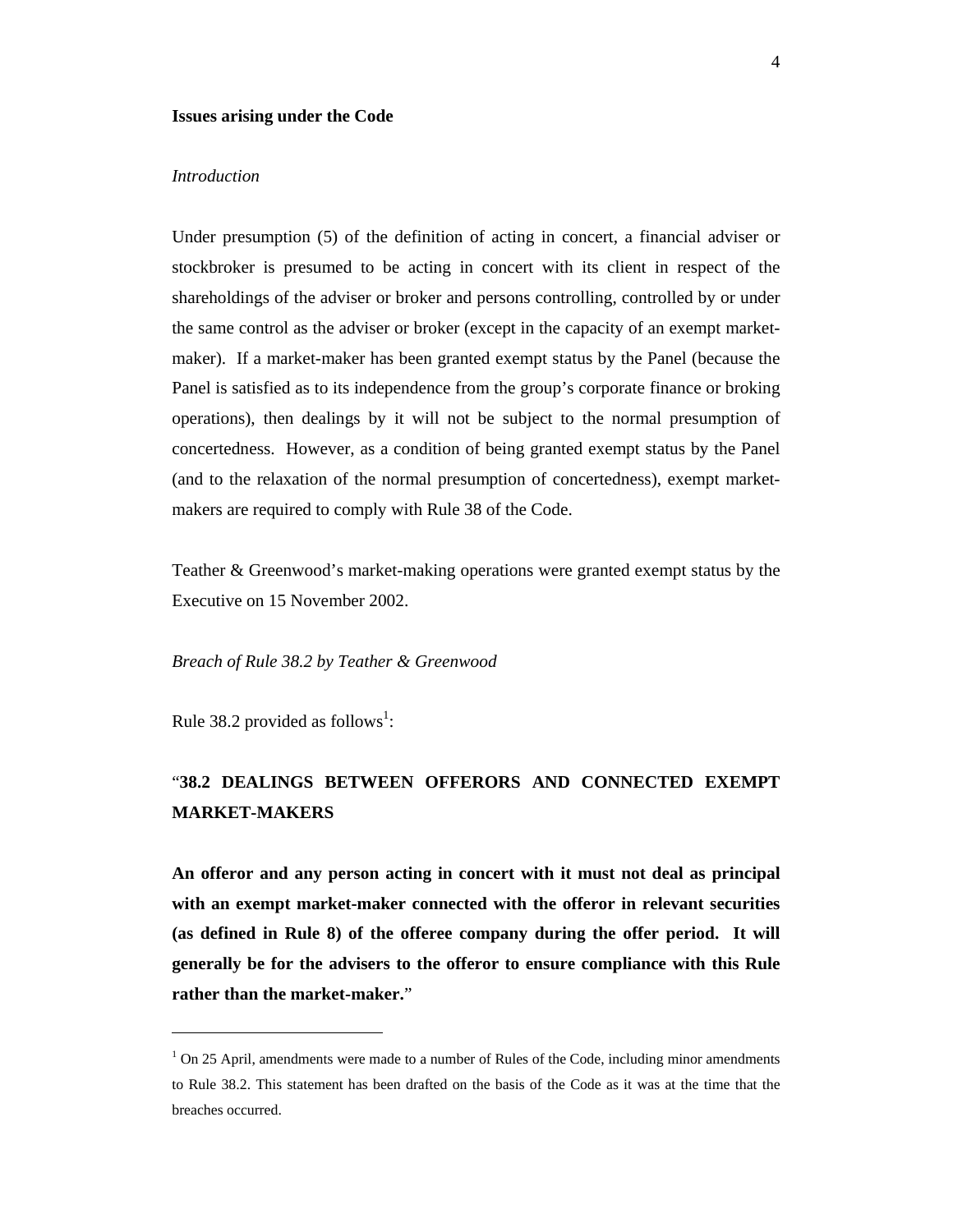**Issues arising under the Code**

*Introduction*

Under presumption (5) of the definition of acting in concert, a financial adviser or stockbroker is presumed to be acting in concert with its client in respect of the shareholdings of the adviser or broker and persons controlling, controlled by or under the same control as the adviser or broker (except in the capacity of an exempt market-maker). If a market-maker has been granted exempt status by the Panel (because the Panel is satisfied as to its independence from the group's corporate finance or broking operations), then dealings by it will not be subject to the normal presumption of concertedness. However, as a condition of being granted exempt status by the Panel (and to the relaxation of the normal presumption of concertedness), exempt market-makers are required to comply with Rule 38 of the Code.

Teather & Greenwood's market-making operations were granted exempt status by the Executive on 15 November 2002.

*Breach of Rule 38.2 by Teather & Greenwood*

Rule 38.2 provided as follows[1]:

"**38.2 DEALINGS BETWEEN OFFERORS AND CONNECTED EXEMPT MARKET-MAKERS**

**An offeror and any person acting in concert with it must not deal as principal with an exempt market-maker connected with the offeror in relevant securities (as defined in Rule 8) of the offeree company during the offer period. It will generally be for the advisers to the offeror to ensure compliance with this Rule rather than the market-maker.**"

---

[1] On 25 April, amendments were made to a number of Rules of the Code, including minor amendments to Rule 38.2. This statement has been drafted on the basis of the Code as it was at the time that the breaches occurred.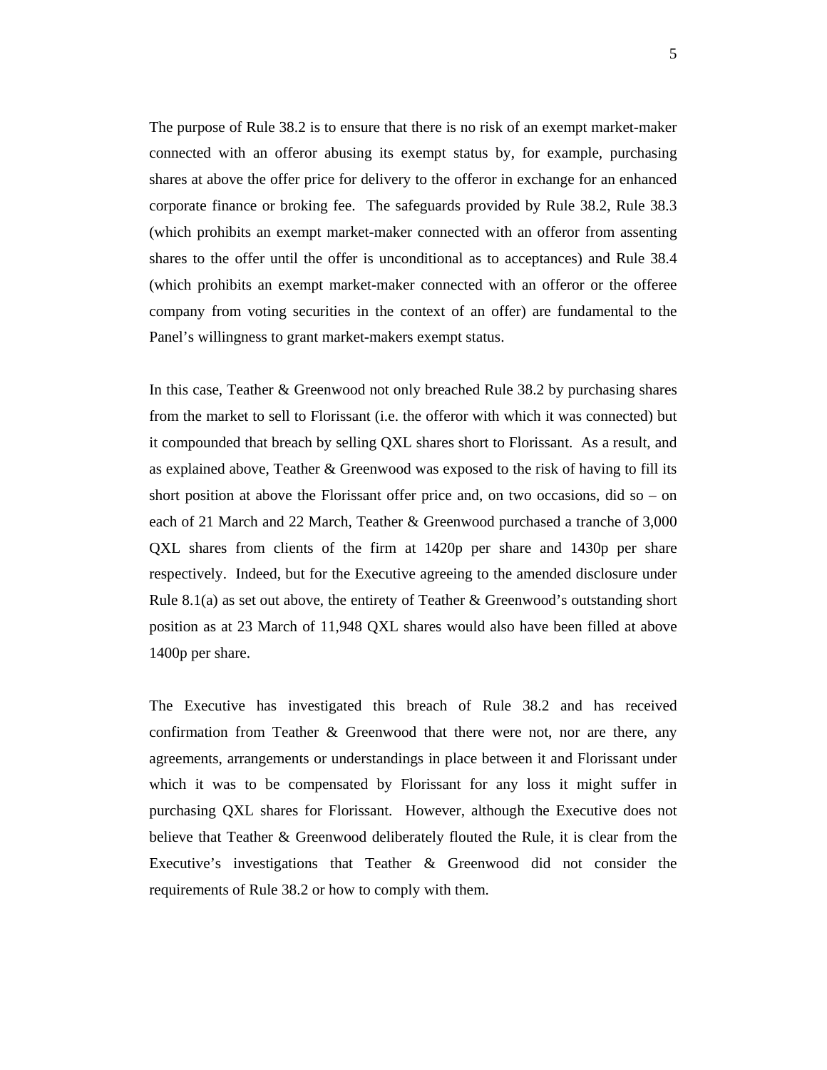The purpose of Rule 38.2 is to ensure that there is no risk of an exempt market-maker connected with an offeror abusing its exempt status by, for example, purchasing shares at above the offer price for delivery to the offeror in exchange for an enhanced corporate finance or broking fee. The safeguards provided by Rule 38.2, Rule 38.3 (which prohibits an exempt market-maker connected with an offeror from assenting shares to the offer until the offer is unconditional as to acceptances) and Rule 38.4 (which prohibits an exempt market-maker connected with an offeror or the offeree company from voting securities in the context of an offer) are fundamental to the Panel's willingness to grant market-makers exempt status.

In this case, Teather & Greenwood not only breached Rule 38.2 by purchasing shares from the market to sell to Florissant (i.e. the offeror with which it was connected) but it compounded that breach by selling QXL shares short to Florissant. As a result, and as explained above, Teather & Greenwood was exposed to the risk of having to fill its short position at above the Florissant offer price and, on two occasions, did so – on each of 21 March and 22 March, Teather & Greenwood purchased a tranche of 3,000 QXL shares from clients of the firm at 1420p per share and 1430p per share respectively. Indeed, but for the Executive agreeing to the amended disclosure under Rule 8.1(a) as set out above, the entirety of Teather & Greenwood's outstanding short position as at 23 March of 11,948 QXL shares would also have been filled at above 1400p per share.

The Executive has investigated this breach of Rule 38.2 and has received confirmation from Teather & Greenwood that there were not, nor are there, any agreements, arrangements or understandings in place between it and Florissant under which it was to be compensated by Florissant for any loss it might suffer in purchasing QXL shares for Florissant. However, although the Executive does not believe that Teather & Greenwood deliberately flouted the Rule, it is clear from the Executive's investigations that Teather & Greenwood did not consider the requirements of Rule 38.2 or how to comply with them.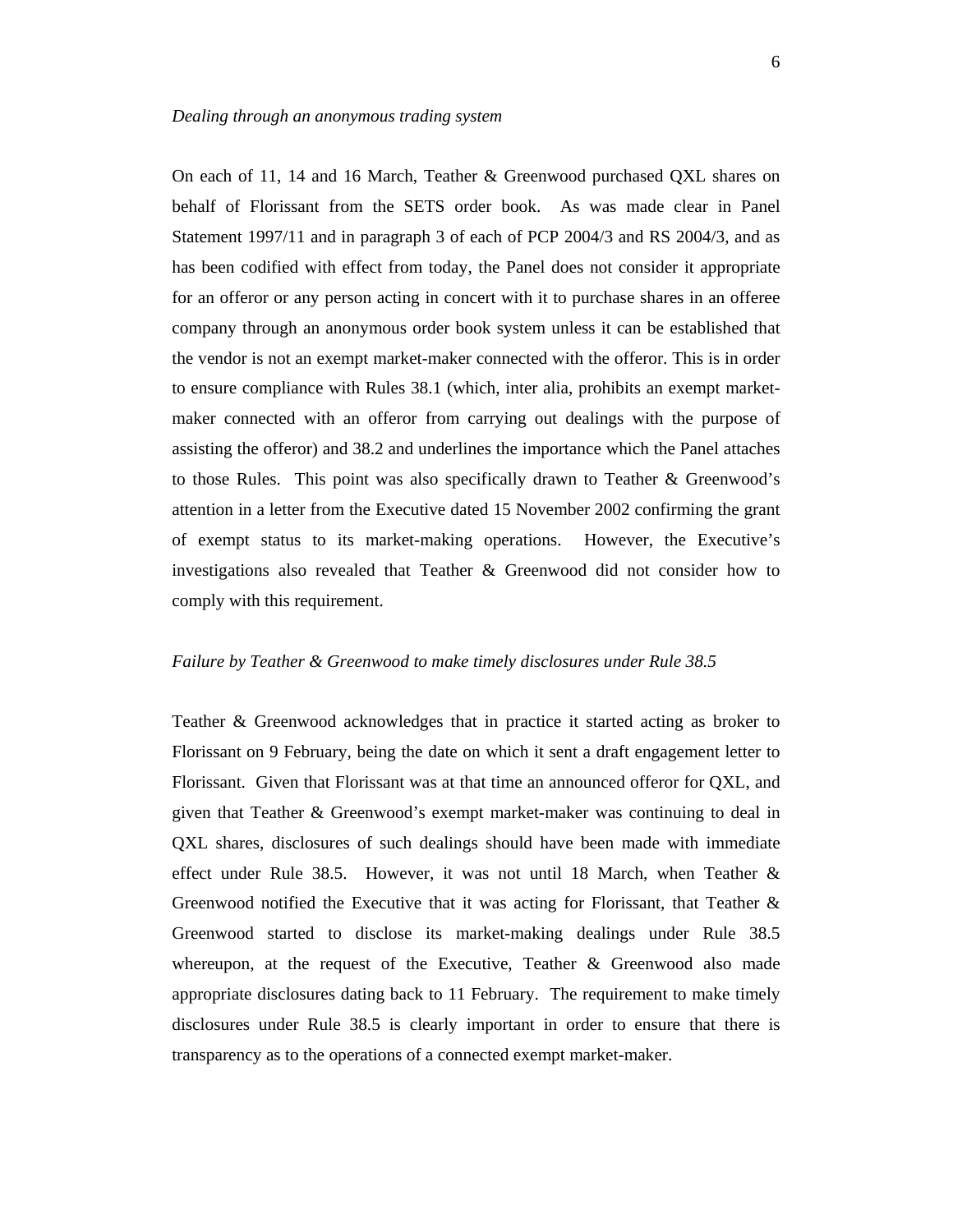*Dealing through an anonymous trading system*

On each of 11, 14 and 16 March, Teather & Greenwood purchased QXL shares on behalf of Florissant from the SETS order book. As was made clear in Panel Statement 1997/11 and in paragraph 3 of each of PCP 2004/3 and RS 2004/3, and as has been codified with effect from today, the Panel does not consider it appropriate for an offeror or any person acting in concert with it to purchase shares in an offeree company through an anonymous order book system unless it can be established that the vendor is not an exempt market-maker connected with the offeror. This is in order to ensure compliance with Rules 38.1 (which, inter alia, prohibits an exempt market-maker connected with an offeror from carrying out dealings with the purpose of assisting the offeror) and 38.2 and underlines the importance which the Panel attaches to those Rules. This point was also specifically drawn to Teather & Greenwood's attention in a letter from the Executive dated 15 November 2002 confirming the grant of exempt status to its market-making operations. However, the Executive's investigations also revealed that Teather & Greenwood did not consider how to comply with this requirement.

*Failure by Teather & Greenwood to make timely disclosures under Rule 38.5*

Teather & Greenwood acknowledges that in practice it started acting as broker to Florissant on 9 February, being the date on which it sent a draft engagement letter to Florissant. Given that Florissant was at that time an announced offeror for QXL, and given that Teather & Greenwood's exempt market-maker was continuing to deal in QXL shares, disclosures of such dealings should have been made with immediate effect under Rule 38.5. However, it was not until 18 March, when Teather & Greenwood notified the Executive that it was acting for Florissant, that Teather & Greenwood started to disclose its market-making dealings under Rule 38.5 whereupon, at the request of the Executive, Teather & Greenwood also made appropriate disclosures dating back to 11 February. The requirement to make timely disclosures under Rule 38.5 is clearly important in order to ensure that there is transparency as to the operations of a connected exempt market-maker.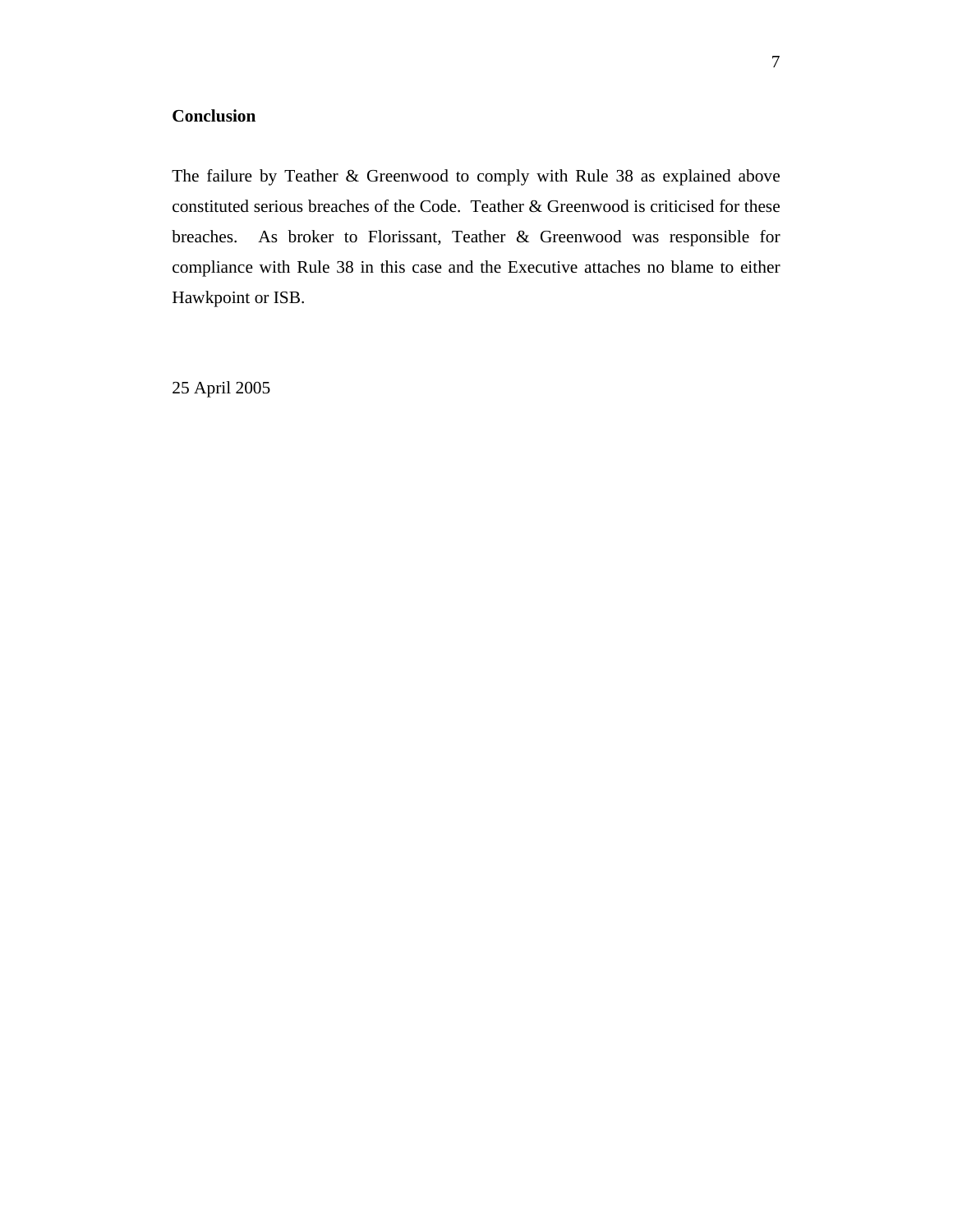**Conclusion**

The failure by Teather & Greenwood to comply with Rule 38 as explained above constituted serious breaches of the Code. Teather & Greenwood is criticised for these breaches. As broker to Florissant, Teather & Greenwood was responsible for compliance with Rule 38 in this case and the Executive attaches no blame to either Hawkpoint or ISB.

25 April 2005